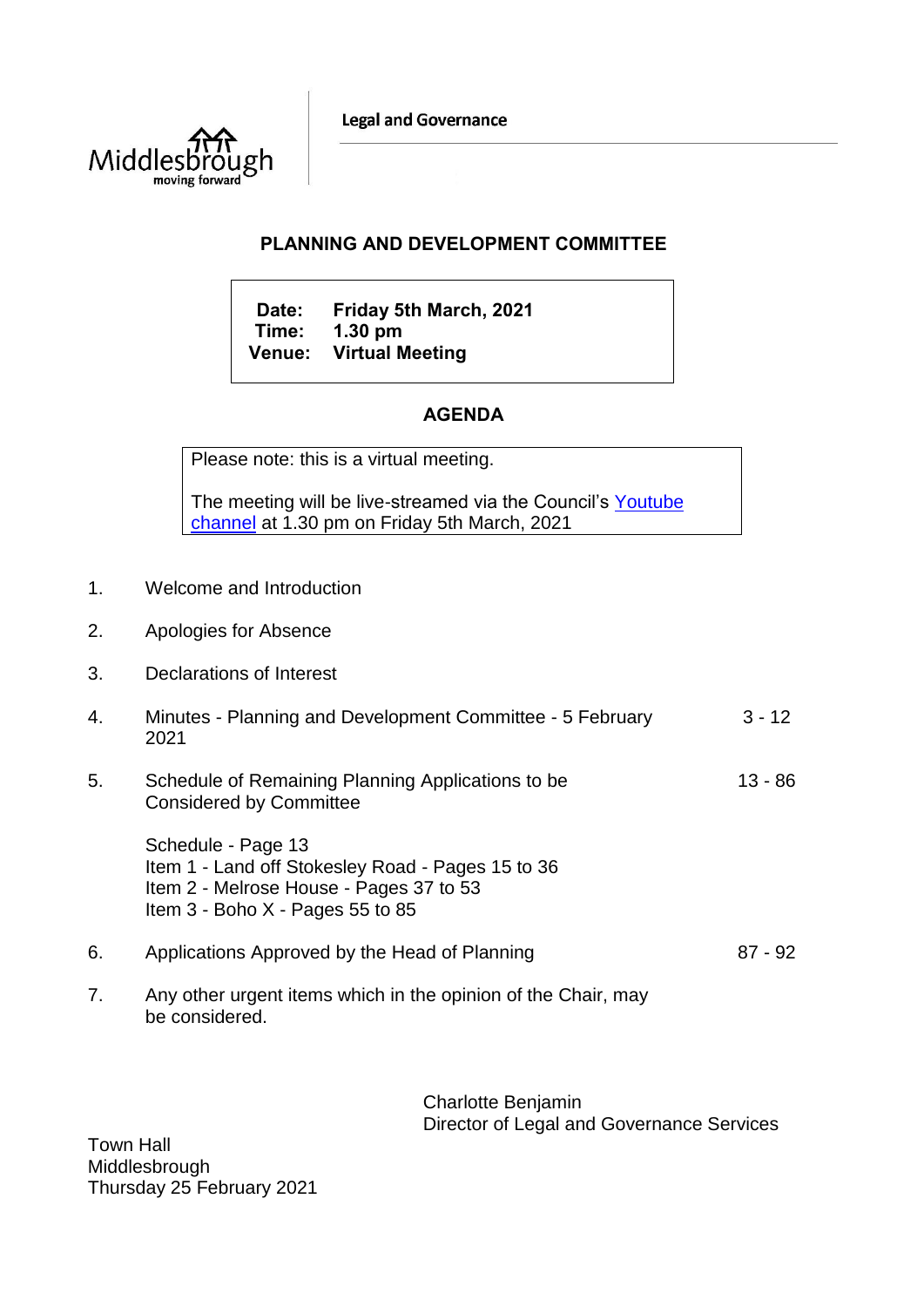Legal and Governance

# PLANNING AND DEVELOPMENT COMMITTEE

**Date:** Friday 5th March, 2021
**Time:** 1.30 pm
**Venue:** Virtual Meeting

## AGENDA

Please note: this is a virtual meeting.

The meeting will be live-streamed via the Council's Youtube channel at 1.30 pm on Friday 5th March, 2021

1. Welcome and Introduction

2. Apologies for Absence

3. Declarations of Interest

4. Minutes - Planning and Development Committee - 5 February 2021 — 3 - 12

5. Schedule of Remaining Planning Applications to be Considered by Committee — 13 - 86

   Schedule - Page 13
   Item 1 - Land off Stokesley Road - Pages 15 to 36
   Item 2 - Melrose House - Pages 37 to 53
   Item 3 - Boho X - Pages 55 to 85

6. Applications Approved by the Head of Planning — 87 - 92

7. Any other urgent items which in the opinion of the Chair, may be considered.

Charlotte Benjamin
Director of Legal and Governance Services

Town Hall
Middlesbrough
Thursday 25 February 2021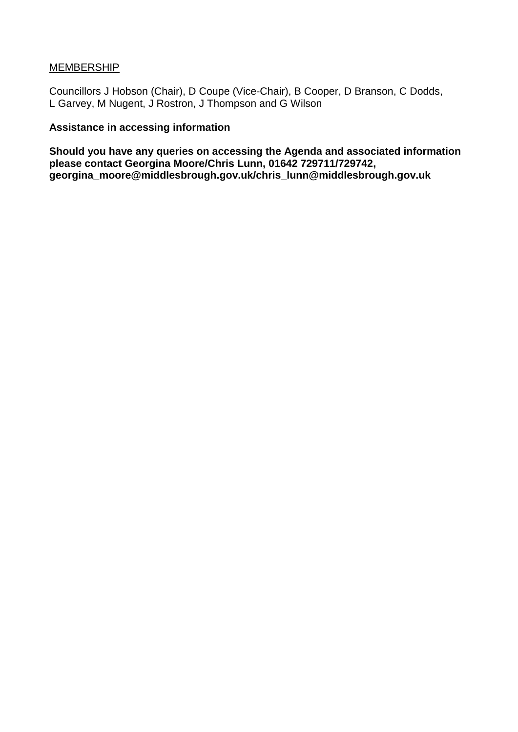MEMBERSHIP

Councillors J Hobson (Chair), D Coupe (Vice-Chair), B Cooper, D Branson, C Dodds, L Garvey, M Nugent, J Rostron, J Thompson and G Wilson

**Assistance in accessing information**

**Should you have any queries on accessing the Agenda and associated information please contact Georgina Moore/Chris Lunn, 01642 729711/729742, georgina_moore@middlesbrough.gov.uk/chris_lunn@middlesbrough.gov.uk**